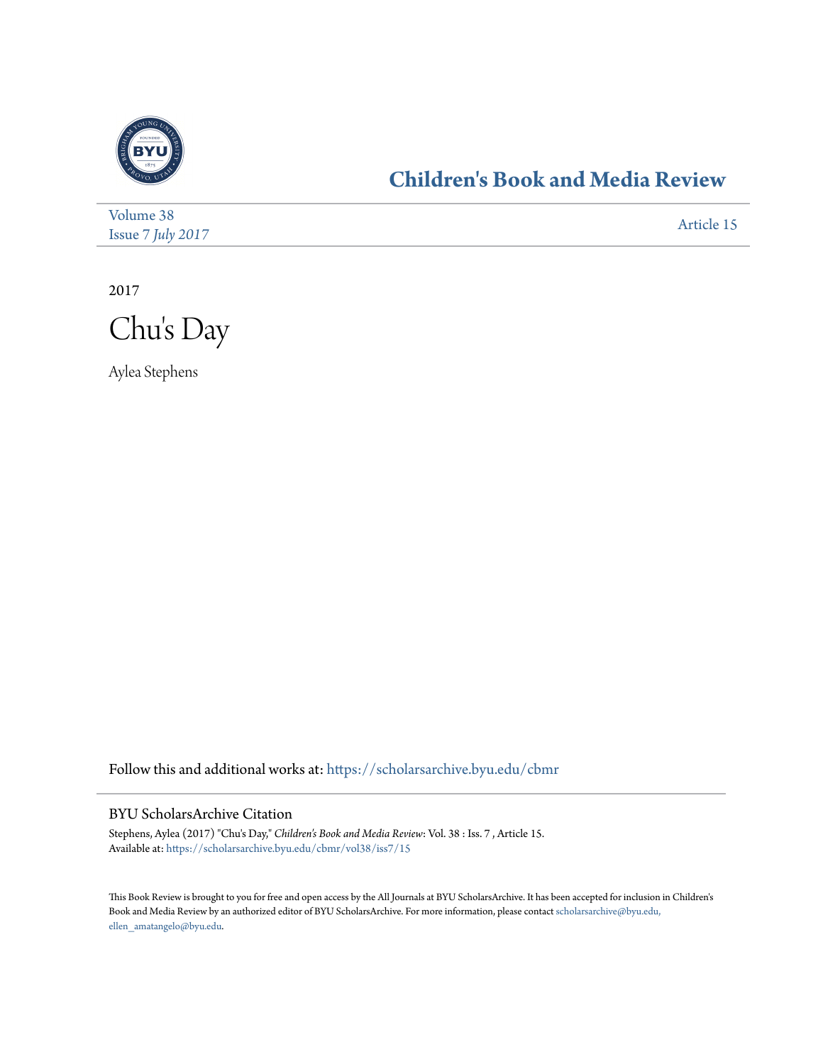## Children's Book and Media Review

Volume 38
Issue 7 *July 2017*

Article 15

2017

# Chu's Day

Aylea Stephens

Follow this and additional works at: https://scholarsarchive.byu.edu/cbmr

### BYU ScholarsArchive Citation

Stephens, Aylea (2017) "Chu's Day," *Children's Book and Media Review*: Vol. 38 : Iss. 7 , Article 15.
Available at: https://scholarsarchive.byu.edu/cbmr/vol38/iss7/15

This Book Review is brought to you for free and open access by the All Journals at BYU ScholarsArchive. It has been accepted for inclusion in Children's Book and Media Review by an authorized editor of BYU ScholarsArchive. For more information, please contact scholarsarchive@byu.edu, ellen_amatangelo@byu.edu.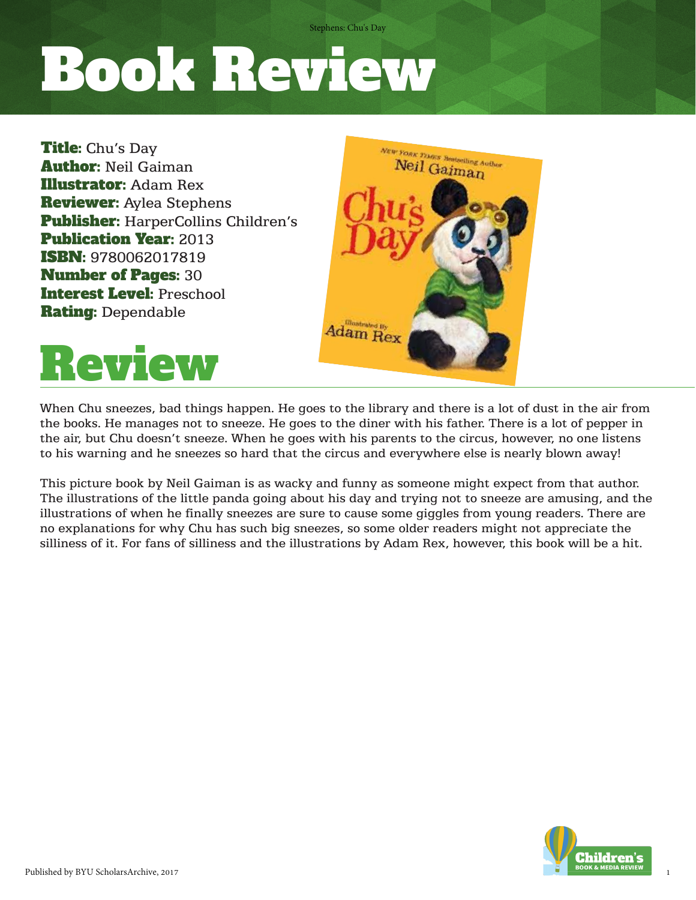# Book Review

**Title**: Chu's Day
**Author**: Neil Gaiman
**Illustrator**: Adam Rex
**Reviewer**: Aylea Stephens
**Publisher**: HarperCollins Children's
**Publication Year**: 2013
**ISBN**: 9780062017819
**Number of Pages**: 30
**Interest Level**: Preschool
**Rating**: Dependable

# Review

When Chu sneezes, bad things happen. He goes to the library and there is a lot of dust in the air from the books. He manages not to sneeze. He goes to the diner with his father. There is a lot of pepper in the air, but Chu doesn't sneeze. When he goes with his parents to the circus, however, no one listens to his warning and he sneezes so hard that the circus and everywhere else is nearly blown away!

This picture book by Neil Gaiman is as wacky and funny as someone might expect from that author. The illustrations of the little panda going about his day and trying not to sneeze are amusing, and the illustrations of when he finally sneezes are sure to cause some giggles from young readers. There are no explanations for why Chu has such big sneezes, so some older readers might not appreciate the silliness of it. For fans of silliness and the illustrations by Adam Rex, however, this book will be a hit.